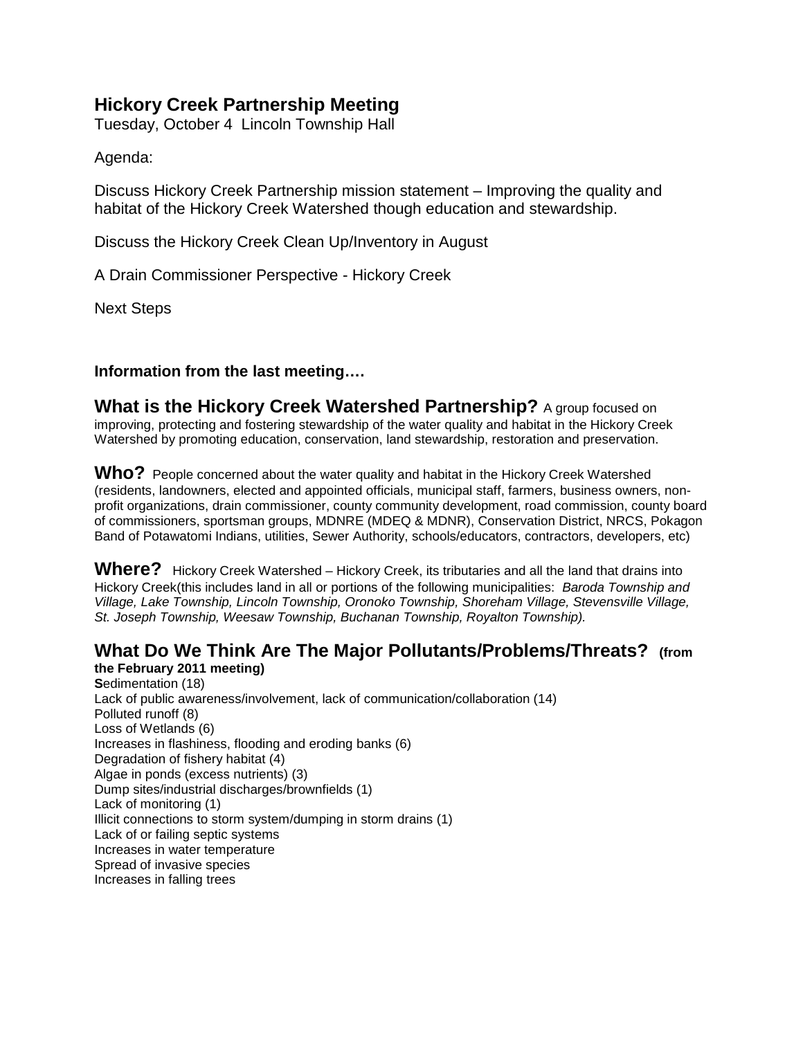## Hickory Creek Partnership Meeting

Tuesday, October 4 Lincoln Township Hall

Agenda:

Discuss Hickory Creek Partnership mission statement – Improving the quality and habitat of the Hickory Creek Watershed though education and stewardship.

Discuss the Hickory Creek Clean Up/Inventory in August

A Drain Commissioner Perspective - Hickory Creek

Next Steps

**Information from the last meeting….**

**What is the Hickory Creek Watershed Partnership?** A group focused on improving, protecting and fostering stewardship of the water quality and habitat in the Hickory Creek Watershed by promoting education, conservation, land stewardship, restoration and preservation.

**Who?** People concerned about the water quality and habitat in the Hickory Creek Watershed (residents, landowners, elected and appointed officials, municipal staff, farmers, business owners, non-profit organizations, drain commissioner, county community development, road commission, county board of commissioners, sportsman groups, MDNRE (MDEQ & MDNR), Conservation District, NRCS, Pokagon Band of Potawatomi Indians, utilities, Sewer Authority, schools/educators, contractors, developers, etc)

**Where?** Hickory Creek Watershed – Hickory Creek, its tributaries and all the land that drains into Hickory Creek(this includes land in all or portions of the following municipalities: *Baroda Township and Village, Lake Township, Lincoln Township, Oronoko Township, Shoreham Village, Stevensville Village, St. Joseph Township, Weesaw Township, Buchanan Township, Royalton Township).*

### What Do We Think Are The Major Pollutants/Problems/Threats? (from the February 2011 meeting)

**S**edimentation (18)
Lack of public awareness/involvement, lack of communication/collaboration (14)
Polluted runoff (8)
Loss of Wetlands (6)
Increases in flashiness, flooding and eroding banks (6)
Degradation of fishery habitat (4)
Algae in ponds (excess nutrients) (3)
Dump sites/industrial discharges/brownfields (1)
Lack of monitoring (1)
Illicit connections to storm system/dumping in storm drains (1)
Lack of or failing septic systems
Increases in water temperature
Spread of invasive species
Increases in falling trees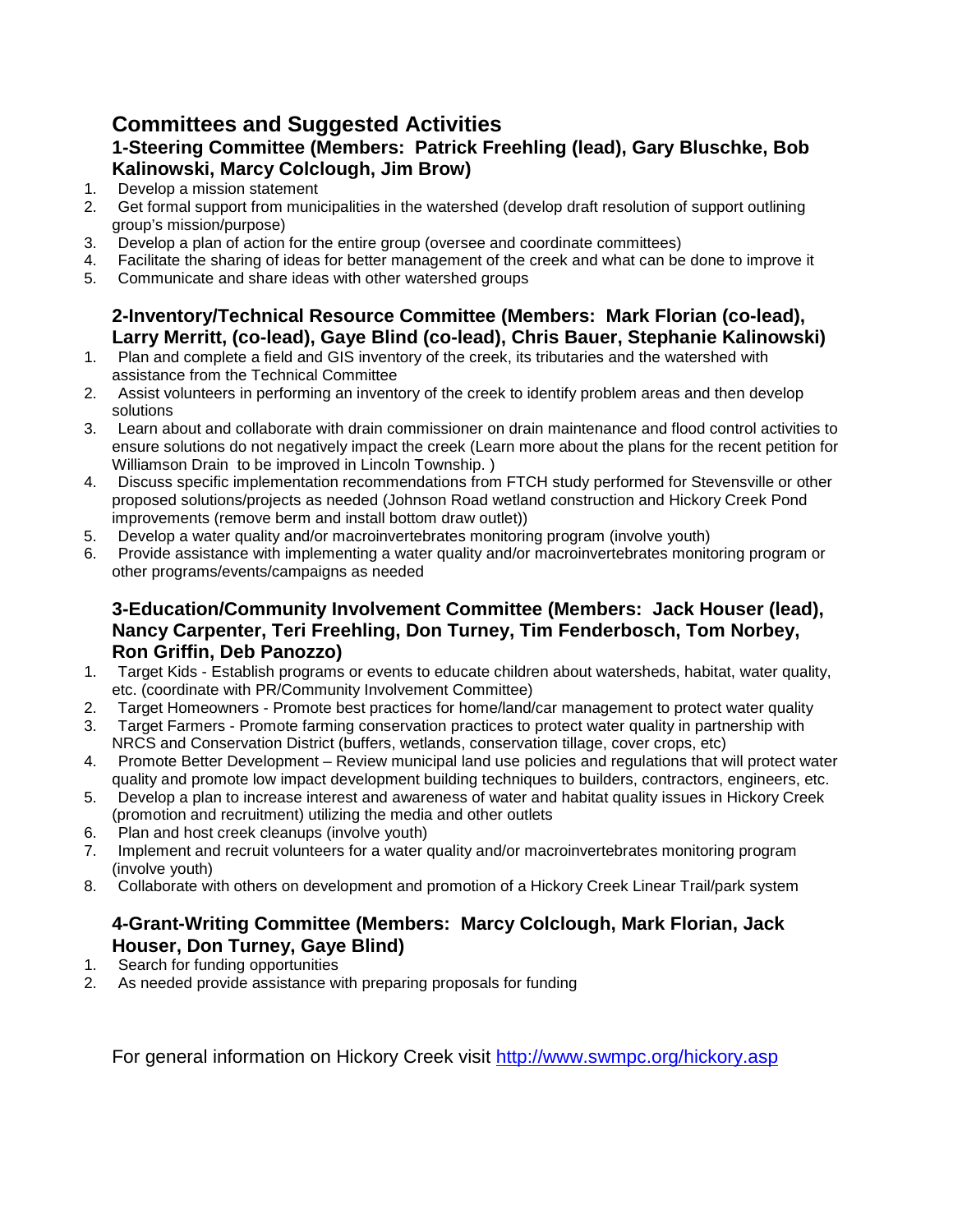# Committees and Suggested Activities

## 1-Steering Committee (Members: Patrick Freehling (lead), Gary Bluschke, Bob Kalinowski, Marcy Colclough, Jim Brow)

1. Develop a mission statement
2. Get formal support from municipalities in the watershed (develop draft resolution of support outlining group's mission/purpose)
3. Develop a plan of action for the entire group (oversee and coordinate committees)
4. Facilitate the sharing of ideas for better management of the creek and what can be done to improve it
5. Communicate and share ideas with other watershed groups

## 2-Inventory/Technical Resource Committee (Members: Mark Florian (co-lead), Larry Merritt, (co-lead), Gaye Blind (co-lead), Chris Bauer, Stephanie Kalinowski)

1. Plan and complete a field and GIS inventory of the creek, its tributaries and the watershed with assistance from the Technical Committee
2. Assist volunteers in performing an inventory of the creek to identify problem areas and then develop solutions
3. Learn about and collaborate with drain commissioner on drain maintenance and flood control activities to ensure solutions do not negatively impact the creek (Learn more about the plans for the recent petition for Williamson Drain to be improved in Lincoln Township. )
4. Discuss specific implementation recommendations from FTCH study performed for Stevensville or other proposed solutions/projects as needed (Johnson Road wetland construction and Hickory Creek Pond improvements (remove berm and install bottom draw outlet))
5. Develop a water quality and/or macroinvertebrates monitoring program (involve youth)
6. Provide assistance with implementing a water quality and/or macroinvertebrates monitoring program or other programs/events/campaigns as needed

## 3-Education/Community Involvement Committee (Members: Jack Houser (lead), Nancy Carpenter, Teri Freehling, Don Turney, Tim Fenderbosch, Tom Norbey, Ron Griffin, Deb Panozzo)

1. Target Kids - Establish programs or events to educate children about watersheds, habitat, water quality, etc. (coordinate with PR/Community Involvement Committee)
2. Target Homeowners - Promote best practices for home/land/car management to protect water quality
3. Target Farmers - Promote farming conservation practices to protect water quality in partnership with NRCS and Conservation District (buffers, wetlands, conservation tillage, cover crops, etc)
4. Promote Better Development – Review municipal land use policies and regulations that will protect water quality and promote low impact development building techniques to builders, contractors, engineers, etc.
5. Develop a plan to increase interest and awareness of water and habitat quality issues in Hickory Creek (promotion and recruitment) utilizing the media and other outlets
6. Plan and host creek cleanups (involve youth)
7. Implement and recruit volunteers for a water quality and/or macroinvertebrates monitoring program (involve youth)
8. Collaborate with others on development and promotion of a Hickory Creek Linear Trail/park system

## 4-Grant-Writing Committee (Members: Marcy Colclough, Mark Florian, Jack Houser, Don Turney, Gaye Blind)

1. Search for funding opportunities
2. As needed provide assistance with preparing proposals for funding

For general information on Hickory Creek visit [http://www.swmpc.org/hickory.asp](http://www.swmpc.org/hickory.asp)